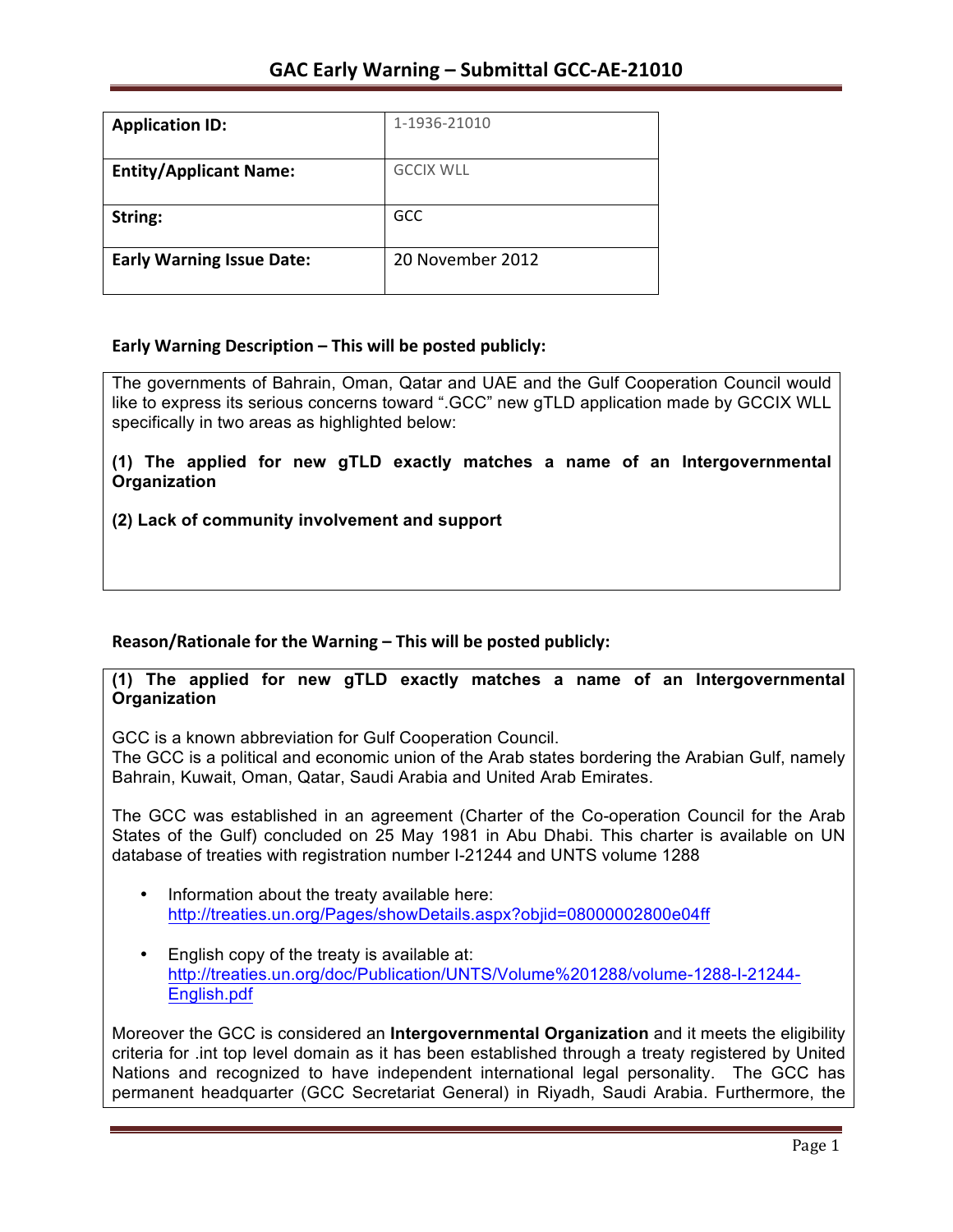# GAC Early Warning – Submittal GCC-AE-21010

| | |
|---|---|
| **Application ID:** | 1-1936-21010 |
| **Entity/Applicant Name:** | GCCIX WLL |
| **String:** | GCC |
| **Early Warning Issue Date:** | 20 November 2012 |

**Early Warning Description – This will be posted publicly:**

The governments of Bahrain, Oman, Qatar and UAE and the Gulf Cooperation Council would like to express its serious concerns toward ".GCC" new gTLD application made by GCCIX WLL specifically in two areas as highlighted below:

**(1) The applied for new gTLD exactly matches a name of an Intergovernmental Organization**

**(2) Lack of community involvement and support**

**Reason/Rationale for the Warning – This will be posted publicly:**

**(1) The applied for new gTLD exactly matches a name of an Intergovernmental Organization**

GCC is a known abbreviation for Gulf Cooperation Council.
The GCC is a political and economic union of the Arab states bordering the Arabian Gulf, namely Bahrain, Kuwait, Oman, Qatar, Saudi Arabia and United Arab Emirates.

The GCC was established in an agreement (Charter of the Co-operation Council for the Arab States of the Gulf) concluded on 25 May 1981 in Abu Dhabi. This charter is available on UN database of treaties with registration number I-21244 and UNTS volume 1288

- Information about the treaty available here:
  http://treaties.un.org/Pages/showDetails.aspx?objid=08000002800e04ff
- English copy of the treaty is available at:
  http://treaties.un.org/doc/Publication/UNTS/Volume%201288/volume-1288-I-21244-English.pdf

Moreover the GCC is considered an **Intergovernmental Organization** and it meets the eligibility criteria for .int top level domain as it has been established through a treaty registered by United Nations and recognized to have independent international legal personality. The GCC has permanent headquarter (GCC Secretariat General) in Riyadh, Saudi Arabia. Furthermore, the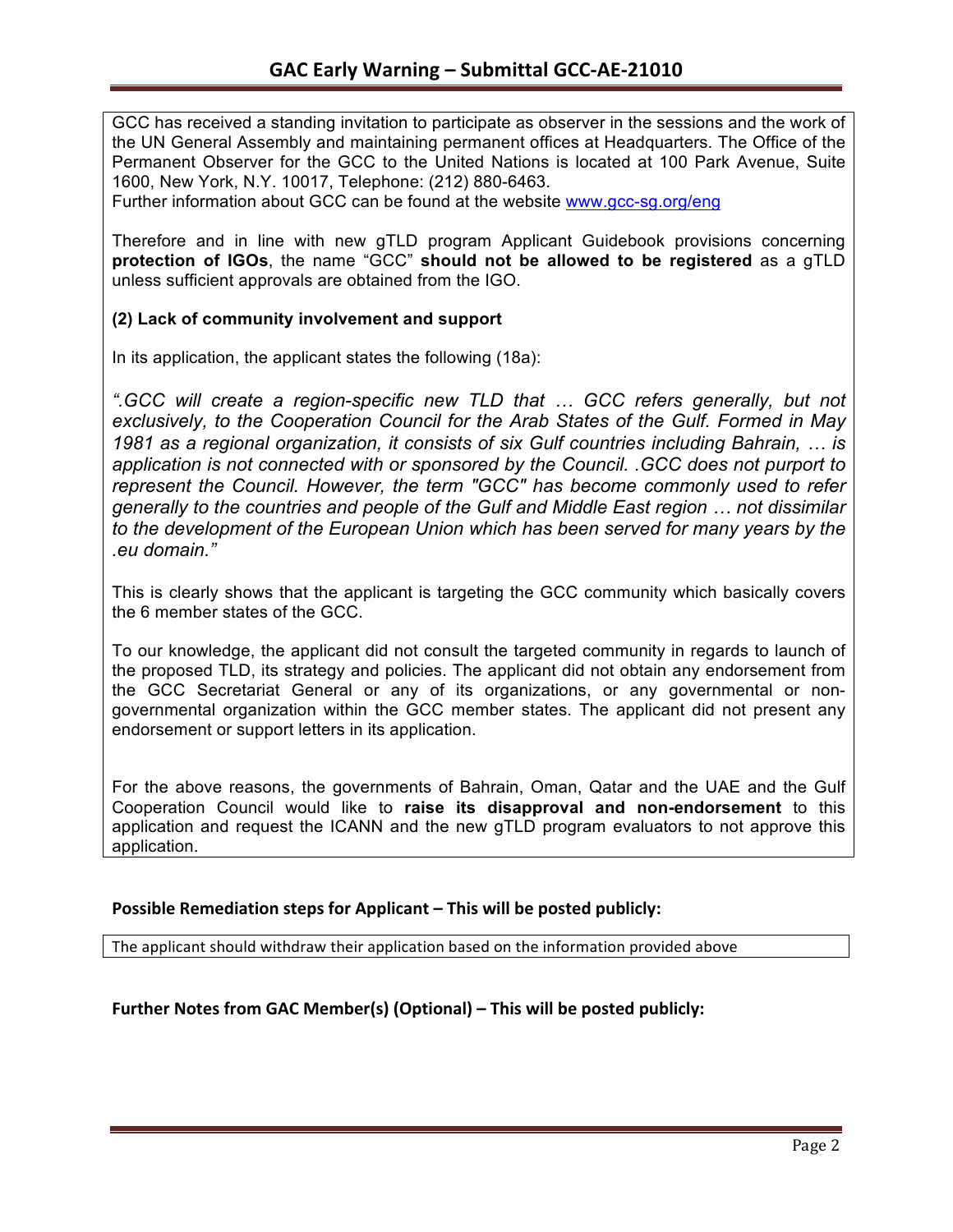GCC has received a standing invitation to participate as observer in the sessions and the work of the UN General Assembly and maintaining permanent offices at Headquarters. The Office of the Permanent Observer for the GCC to the United Nations is located at 100 Park Avenue, Suite 1600, New York, N.Y. 10017, Telephone: (212) 880-6463.
Further information about GCC can be found at the website www.gcc-sg.org/eng

Therefore and in line with new gTLD program Applicant Guidebook provisions concerning **protection of IGOs**, the name "GCC" **should not be allowed to be registered** as a gTLD unless sufficient approvals are obtained from the IGO.

**(2) Lack of community involvement and support**

In its application, the applicant states the following (18a):

*".GCC will create a region-specific new TLD that … GCC refers generally, but not exclusively, to the Cooperation Council for the Arab States of the Gulf. Formed in May 1981 as a regional organization, it consists of six Gulf countries including Bahrain, … is application is not connected with or sponsored by the Council. .GCC does not purport to represent the Council. However, the term "GCC" has become commonly used to refer generally to the countries and people of the Gulf and Middle East region … not dissimilar to the development of the European Union which has been served for many years by the .eu domain."*

This is clearly shows that the applicant is targeting the GCC community which basically covers the 6 member states of the GCC.

To our knowledge, the applicant did not consult the targeted community in regards to launch of the proposed TLD, its strategy and policies. The applicant did not obtain any endorsement from the GCC Secretariat General or any of its organizations, or any governmental or non-governmental organization within the GCC member states. The applicant did not present any endorsement or support letters in its application.

For the above reasons, the governments of Bahrain, Oman, Qatar and the UAE and the Gulf Cooperation Council would like to **raise its disapproval and non-endorsement** to this application and request the ICANN and the new gTLD program evaluators to not approve this application.

**Possible Remediation steps for Applicant – This will be posted publicly:**

The applicant should withdraw their application based on the information provided above

**Further Notes from GAC Member(s) (Optional) – This will be posted publicly:**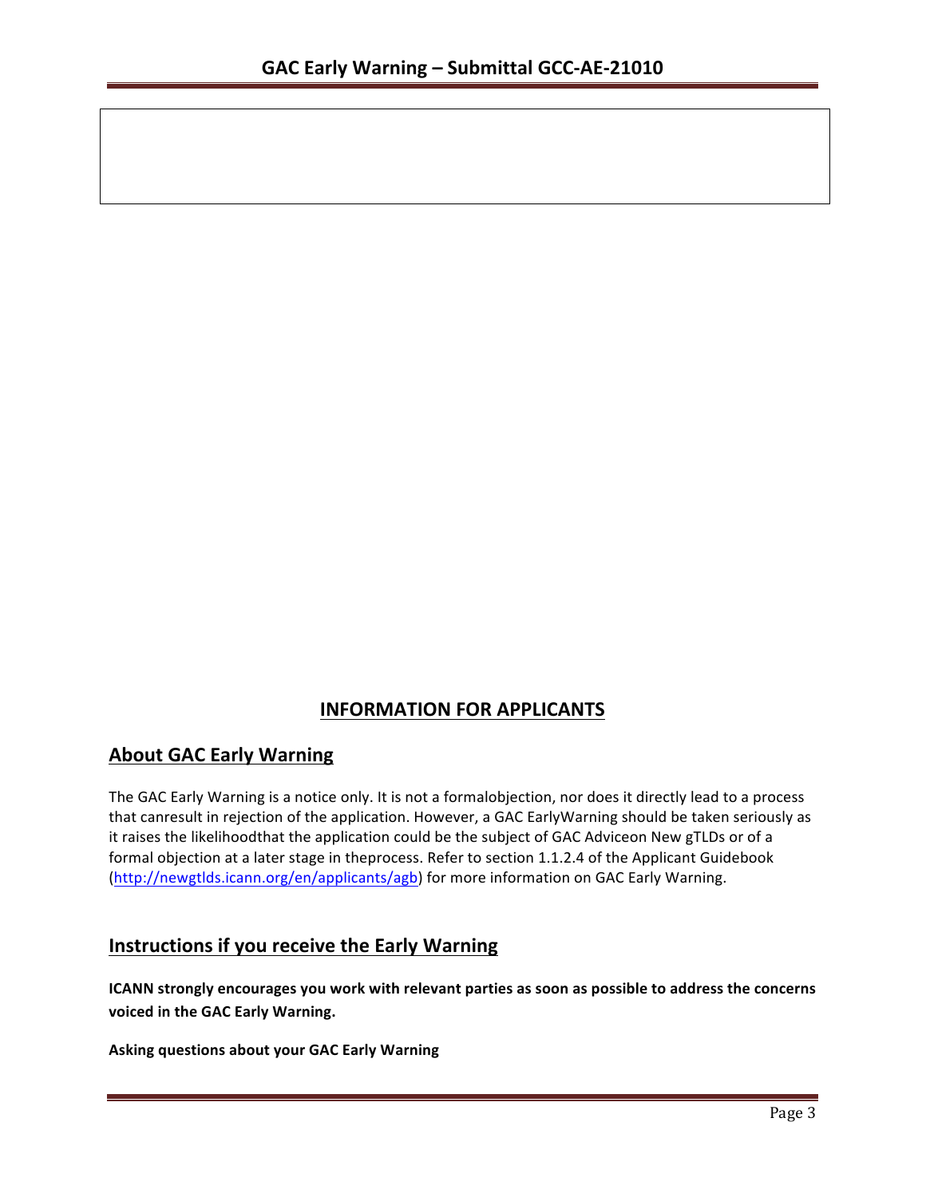## INFORMATION FOR APPLICANTS

## About GAC Early Warning

The GAC Early Warning is a notice only. It is not a formalobjection, nor does it directly lead to a process that canresult in rejection of the application. However, a GAC EarlyWarning should be taken seriously as it raises the likelihoodthat the application could be the subject of GAC Adviceon New gTLDs or of a formal objection at a later stage in theprocess. Refer to section 1.1.2.4 of the Applicant Guidebook (http://newgtlds.icann.org/en/applicants/agb) for more information on GAC Early Warning.

## Instructions if you receive the Early Warning

**ICANN strongly encourages you work with relevant parties as soon as possible to address the concerns voiced in the GAC Early Warning.**

**Asking questions about your GAC Early Warning**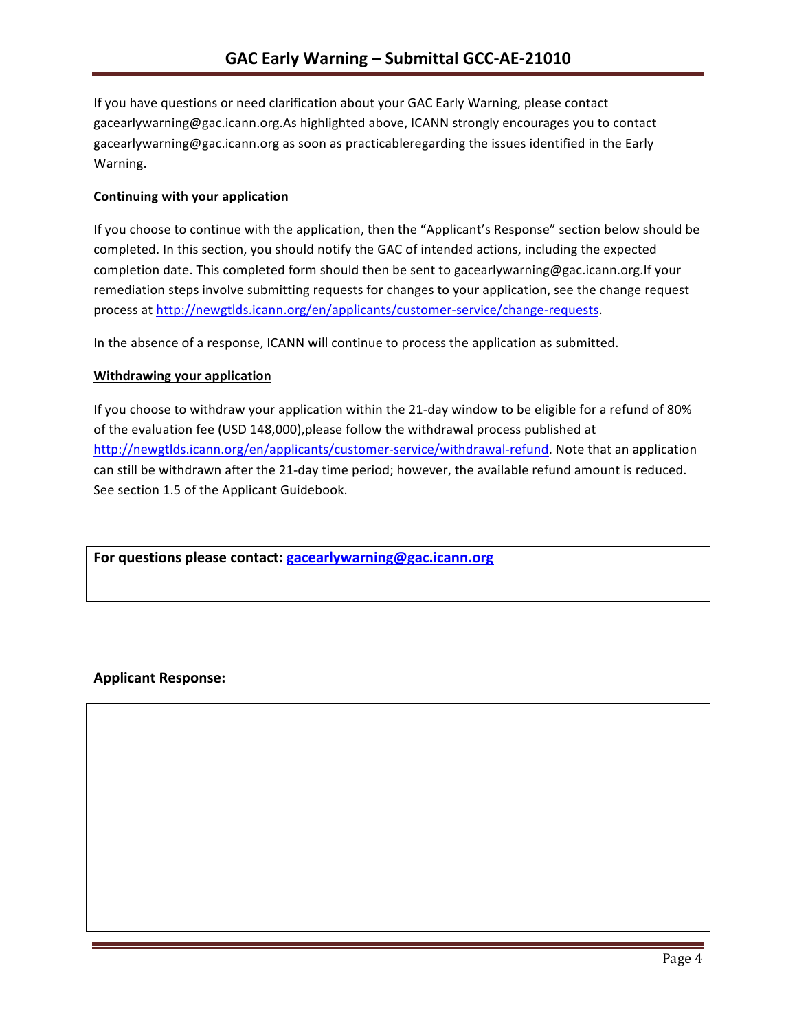If you have questions or need clarification about your GAC Early Warning, please contact gacearlywarning@gac.icann.org.As highlighted above, ICANN strongly encourages you to contact gacearlywarning@gac.icann.org as soon as practicableregarding the issues identified in the Early Warning.

**Continuing with your application**

If you choose to continue with the application, then the "Applicant's Response" section below should be completed. In this section, you should notify the GAC of intended actions, including the expected completion date. This completed form should then be sent to gacearlywarning@gac.icann.org.If your remediation steps involve submitting requests for changes to your application, see the change request process at http://newgtlds.icann.org/en/applicants/customer-service/change-requests.

In the absence of a response, ICANN will continue to process the application as submitted.

**Withdrawing your application**

If you choose to withdraw your application within the 21-day window to be eligible for a refund of 80% of the evaluation fee (USD 148,000),please follow the withdrawal process published at http://newgtlds.icann.org/en/applicants/customer-service/withdrawal-refund. Note that an application can still be withdrawn after the 21-day time period; however, the available refund amount is reduced. See section 1.5 of the Applicant Guidebook.

**For questions please contact: gacearlywarning@gac.icann.org**

**Applicant Response:**